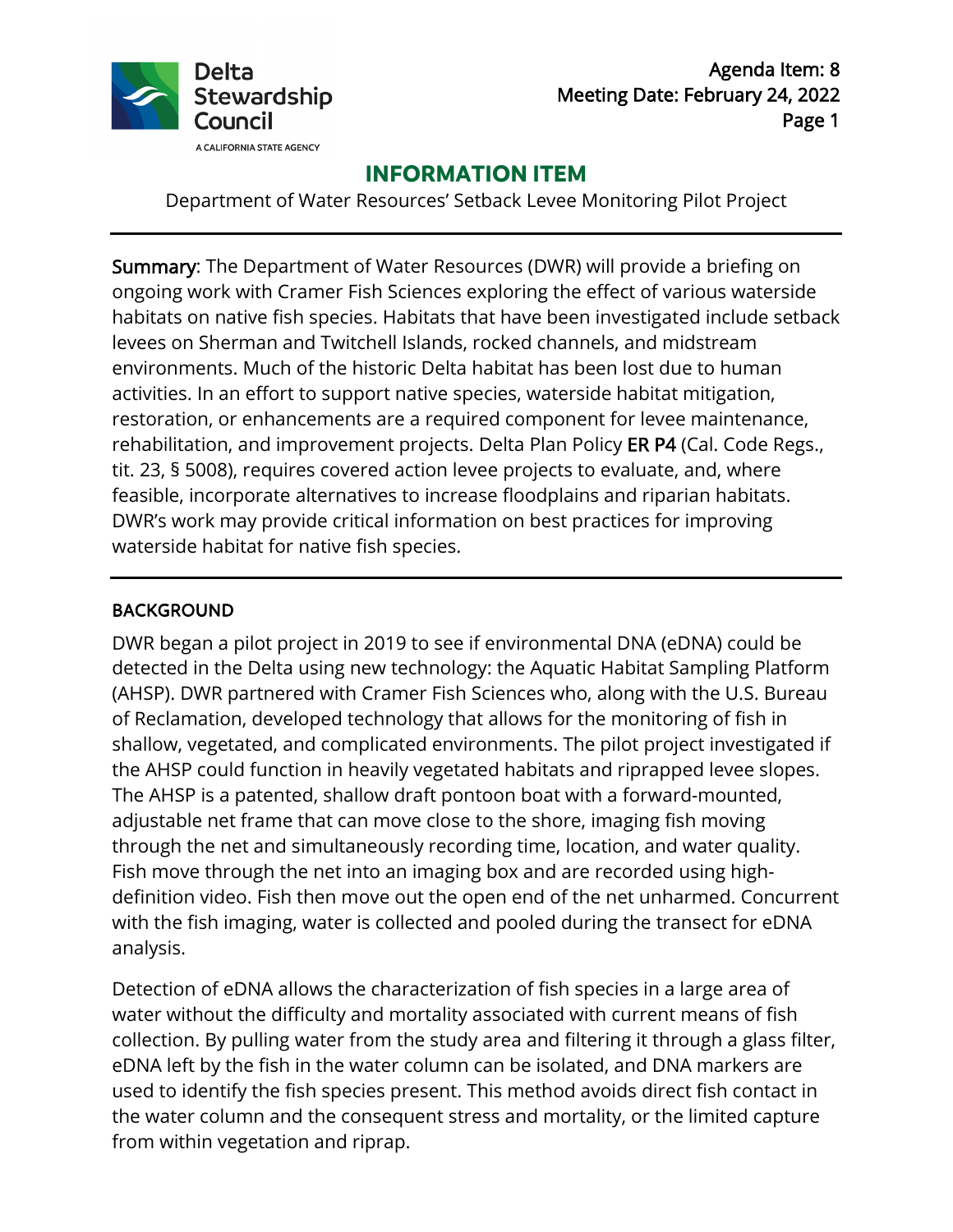Agenda Item: 8
Meeting Date: February 24, 2022

## INFORMATION ITEM

Department of Water Resources' Setback Levee Monitoring Pilot Project

---

**Summary**: The Department of Water Resources (DWR) will provide a briefing on ongoing work with Cramer Fish Sciences exploring the effect of various waterside habitats on native fish species. Habitats that have been investigated include setback levees on Sherman and Twitchell Islands, rocked channels, and midstream environments. Much of the historic Delta habitat has been lost due to human activities. In an effort to support native species, waterside habitat mitigation, restoration, or enhancements are a required component for levee maintenance, rehabilitation, and improvement projects. Delta Plan Policy ER P4 (Cal. Code Regs., tit. 23, § 5008), requires covered action levee projects to evaluate, and, where feasible, incorporate alternatives to increase floodplains and riparian habitats. DWR's work may provide critical information on best practices for improving waterside habitat for native fish species.

---

### BACKGROUND

DWR began a pilot project in 2019 to see if environmental DNA (eDNA) could be detected in the Delta using new technology: the Aquatic Habitat Sampling Platform (AHSP). DWR partnered with Cramer Fish Sciences who, along with the U.S. Bureau of Reclamation, developed technology that allows for the monitoring of fish in shallow, vegetated, and complicated environments. The pilot project investigated if the AHSP could function in heavily vegetated habitats and riprapped levee slopes. The AHSP is a patented, shallow draft pontoon boat with a forward-mounted, adjustable net frame that can move close to the shore, imaging fish moving through the net and simultaneously recording time, location, and water quality. Fish move through the net into an imaging box and are recorded using high-definition video. Fish then move out the open end of the net unharmed. Concurrent with the fish imaging, water is collected and pooled during the transect for eDNA analysis.

Detection of eDNA allows the characterization of fish species in a large area of water without the difficulty and mortality associated with current means of fish collection. By pulling water from the study area and filtering it through a glass filter, eDNA left by the fish in the water column can be isolated, and DNA markers are used to identify the fish species present. This method avoids direct fish contact in the water column and the consequent stress and mortality, or the limited capture from within vegetation and riprap.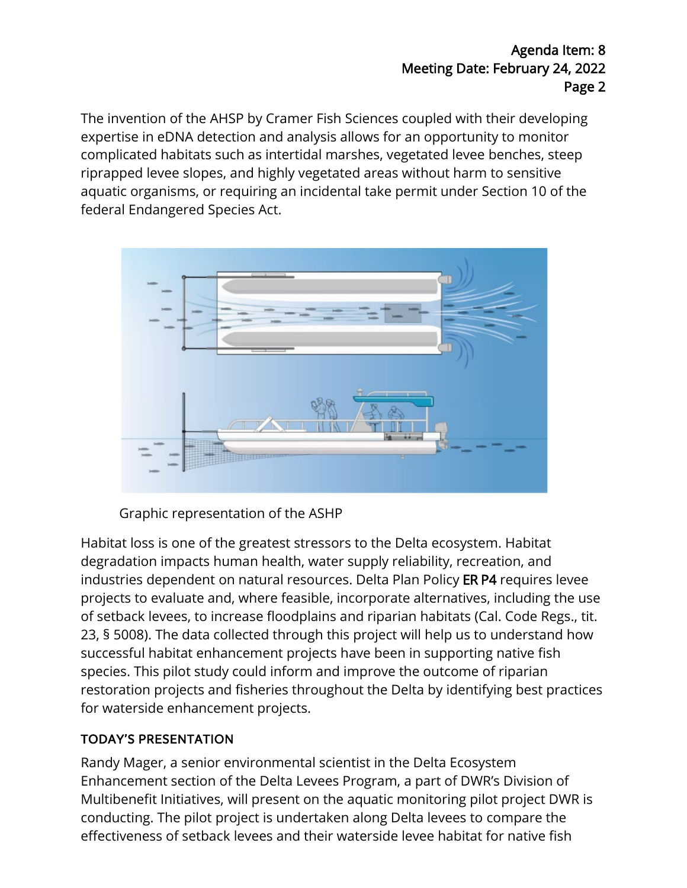The invention of the AHSP by Cramer Fish Sciences coupled with their developing expertise in eDNA detection and analysis allows for an opportunity to monitor complicated habitats such as intertidal marshes, vegetated levee benches, steep riprapped levee slopes, and highly vegetated areas without harm to sensitive aquatic organisms, or requiring an incidental take permit under Section 10 of the federal Endangered Species Act.

Graphic representation of the ASHP

Habitat loss is one of the greatest stressors to the Delta ecosystem. Habitat degradation impacts human health, water supply reliability, recreation, and industries dependent on natural resources. Delta Plan Policy **ER P4** requires levee projects to evaluate and, where feasible, incorporate alternatives, including the use of setback levees, to increase floodplains and riparian habitats (Cal. Code Regs., tit. 23, § 5008). The data collected through this project will help us to understand how successful habitat enhancement projects have been in supporting native fish species. This pilot study could inform and improve the outcome of riparian restoration projects and fisheries throughout the Delta by identifying best practices for waterside enhancement projects.

## TODAY'S PRESENTATION

Randy Mager, a senior environmental scientist in the Delta Ecosystem Enhancement section of the Delta Levees Program, a part of DWR's Division of Multibenefit Initiatives, will present on the aquatic monitoring pilot project DWR is conducting. The pilot project is undertaken along Delta levees to compare the effectiveness of setback levees and their waterside levee habitat for native fish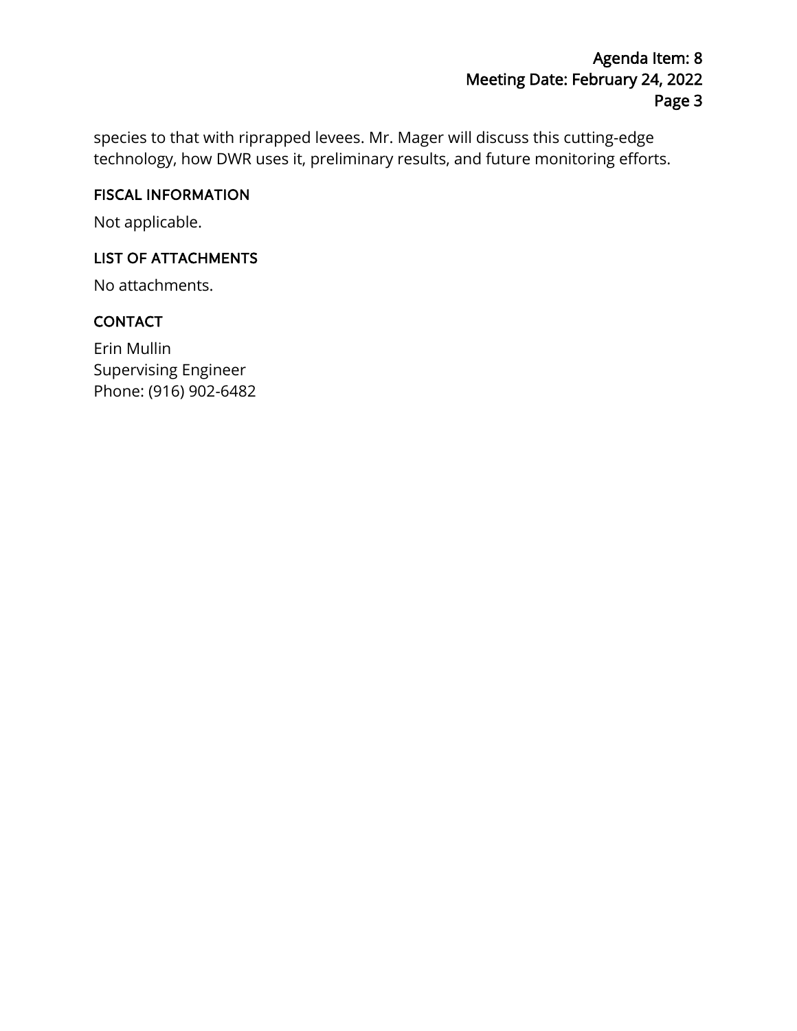species to that with riprapped levees. Mr. Mager will discuss this cutting-edge technology, how DWR uses it, preliminary results, and future monitoring efforts.

## FISCAL INFORMATION

Not applicable.

## LIST OF ATTACHMENTS

No attachments.

## CONTACT

Erin Mullin
Supervising Engineer
Phone: (916) 902-6482